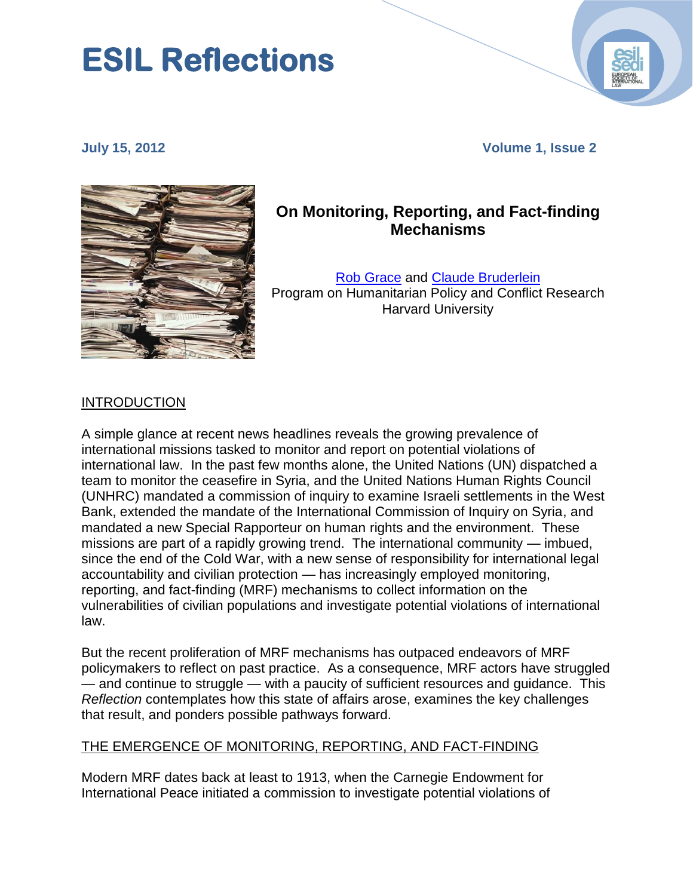# ESIL Reflections

July 15, 2012 Volume 1, Issue 2

## On Monitoring, Reporting, and Fact-finding Mechanisms

[Rob Grace](#) and [Claude Bruderlein](#)
Program on Humanitarian Policy and Conflict Research
Harvard University

### INTRODUCTION

A simple glance at recent news headlines reveals the growing prevalence of international missions tasked to monitor and report on potential violations of international law. In the past few months alone, the United Nations (UN) dispatched a team to monitor the ceasefire in Syria, and the United Nations Human Rights Council (UNHRC) mandated a commission of inquiry to examine Israeli settlements in the West Bank, extended the mandate of the International Commission of Inquiry on Syria, and mandated a new Special Rapporteur on human rights and the environment. These missions are part of a rapidly growing trend. The international community — imbued, since the end of the Cold War, with a new sense of responsibility for international legal accountability and civilian protection — has increasingly employed monitoring, reporting, and fact-finding (MRF) mechanisms to collect information on the vulnerabilities of civilian populations and investigate potential violations of international law.

But the recent proliferation of MRF mechanisms has outpaced endeavors of MRF policymakers to reflect on past practice. As a consequence, MRF actors have struggled — and continue to struggle — with a paucity of sufficient resources and guidance. This *Reflection* contemplates how this state of affairs arose, examines the key challenges that result, and ponders possible pathways forward.

### THE EMERGENCE OF MONITORING, REPORTING, AND FACT-FINDING

Modern MRF dates back at least to 1913, when the Carnegie Endowment for International Peace initiated a commission to investigate potential violations of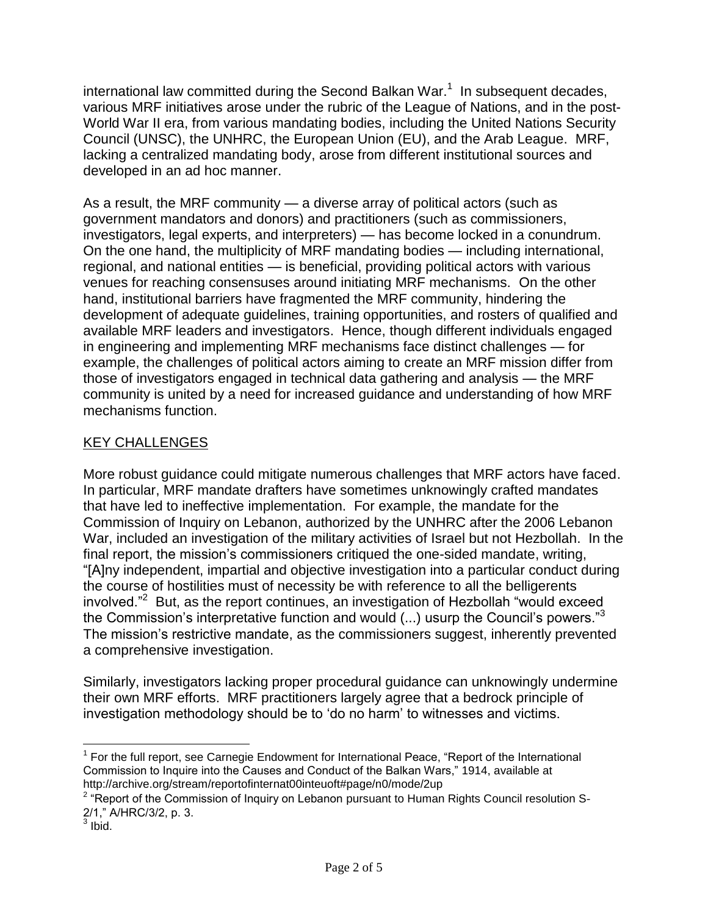international law committed during the Second Balkan War.[1] In subsequent decades, various MRF initiatives arose under the rubric of the League of Nations, and in the post-World War II era, from various mandating bodies, including the United Nations Security Council (UNSC), the UNHRC, the European Union (EU), and the Arab League. MRF, lacking a centralized mandating body, arose from different institutional sources and developed in an ad hoc manner.

As a result, the MRF community — a diverse array of political actors (such as government mandators and donors) and practitioners (such as commissioners, investigators, legal experts, and interpreters) — has become locked in a conundrum. On the one hand, the multiplicity of MRF mandating bodies — including international, regional, and national entities — is beneficial, providing political actors with various venues for reaching consensuses around initiating MRF mechanisms. On the other hand, institutional barriers have fragmented the MRF community, hindering the development of adequate guidelines, training opportunities, and rosters of qualified and available MRF leaders and investigators. Hence, though different individuals engaged in engineering and implementing MRF mechanisms face distinct challenges — for example, the challenges of political actors aiming to create an MRF mission differ from those of investigators engaged in technical data gathering and analysis — the MRF community is united by a need for increased guidance and understanding of how MRF mechanisms function.

## KEY CHALLENGES

More robust guidance could mitigate numerous challenges that MRF actors have faced. In particular, MRF mandate drafters have sometimes unknowingly crafted mandates that have led to ineffective implementation. For example, the mandate for the Commission of Inquiry on Lebanon, authorized by the UNHRC after the 2006 Lebanon War, included an investigation of the military activities of Israel but not Hezbollah. In the final report, the mission's commissioners critiqued the one-sided mandate, writing, "[A]ny independent, impartial and objective investigation into a particular conduct during the course of hostilities must of necessity be with reference to all the belligerents involved."[2] But, as the report continues, an investigation of Hezbollah "would exceed the Commission's interpretative function and would (...) usurp the Council's powers."[3] The mission's restrictive mandate, as the commissioners suggest, inherently prevented a comprehensive investigation.

Similarly, investigators lacking proper procedural guidance can unknowingly undermine their own MRF efforts. MRF practitioners largely agree that a bedrock principle of investigation methodology should be to 'do no harm' to witnesses and victims.

---

[1] For the full report, see Carnegie Endowment for International Peace, "Report of the International Commission to Inquire into the Causes and Conduct of the Balkan Wars," 1914, available at http://archive.org/stream/reportofinternat00inteuoft#page/n0/mode/2up

[2] "Report of the Commission of Inquiry on Lebanon pursuant to Human Rights Council resolution S-2/1," A/HRC/3/2, p. 3.

[3] Ibid.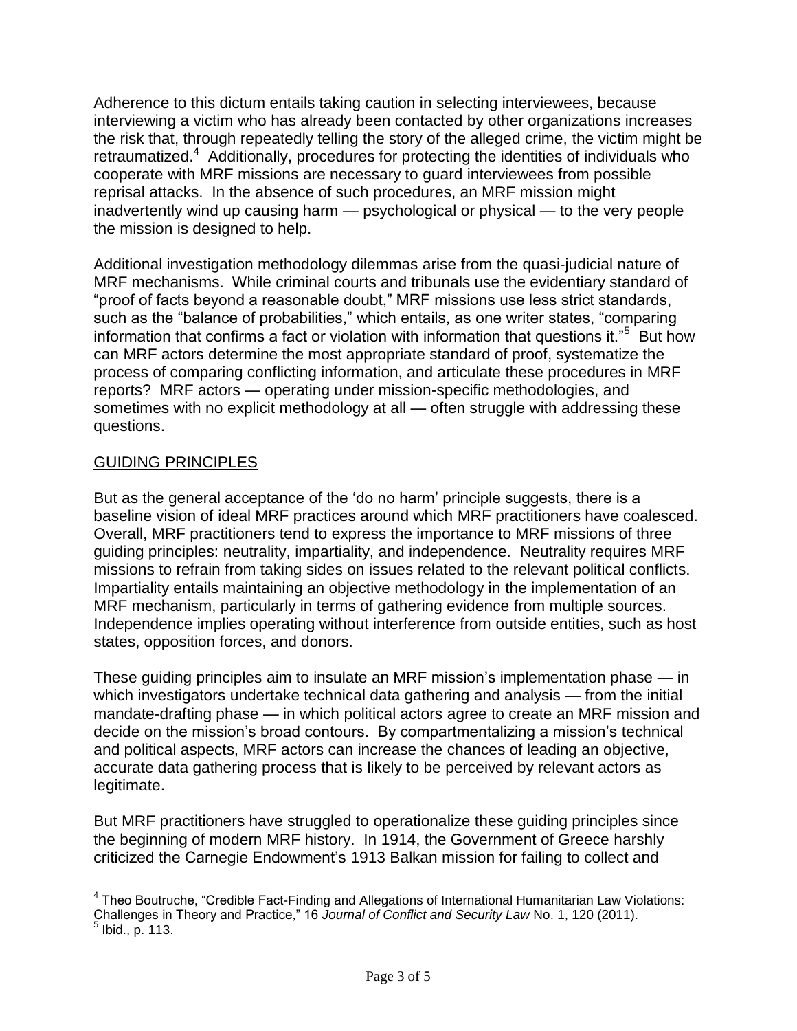Adherence to this dictum entails taking caution in selecting interviewees, because interviewing a victim who has already been contacted by other organizations increases the risk that, through repeatedly telling the story of the alleged crime, the victim might be retraumatized.[4] Additionally, procedures for protecting the identities of individuals who cooperate with MRF missions are necessary to guard interviewees from possible reprisal attacks. In the absence of such procedures, an MRF mission might inadvertently wind up causing harm — psychological or physical — to the very people the mission is designed to help.

Additional investigation methodology dilemmas arise from the quasi-judicial nature of MRF mechanisms. While criminal courts and tribunals use the evidentiary standard of "proof of facts beyond a reasonable doubt," MRF missions use less strict standards, such as the "balance of probabilities," which entails, as one writer states, "comparing information that confirms a fact or violation with information that questions it."[5] But how can MRF actors determine the most appropriate standard of proof, systematize the process of comparing conflicting information, and articulate these procedures in MRF reports? MRF actors — operating under mission-specific methodologies, and sometimes with no explicit methodology at all — often struggle with addressing these questions.

## GUIDING PRINCIPLES

But as the general acceptance of the 'do no harm' principle suggests, there is a baseline vision of ideal MRF practices around which MRF practitioners have coalesced. Overall, MRF practitioners tend to express the importance to MRF missions of three guiding principles: neutrality, impartiality, and independence. Neutrality requires MRF missions to refrain from taking sides on issues related to the relevant political conflicts. Impartiality entails maintaining an objective methodology in the implementation of an MRF mechanism, particularly in terms of gathering evidence from multiple sources. Independence implies operating without interference from outside entities, such as host states, opposition forces, and donors.

These guiding principles aim to insulate an MRF mission's implementation phase — in which investigators undertake technical data gathering and analysis — from the initial mandate-drafting phase — in which political actors agree to create an MRF mission and decide on the mission's broad contours. By compartmentalizing a mission's technical and political aspects, MRF actors can increase the chances of leading an objective, accurate data gathering process that is likely to be perceived by relevant actors as legitimate.

But MRF practitioners have struggled to operationalize these guiding principles since the beginning of modern MRF history. In 1914, the Government of Greece harshly criticized the Carnegie Endowment's 1913 Balkan mission for failing to collect and

---

[4] Theo Boutruche, "Credible Fact-Finding and Allegations of International Humanitarian Law Violations: Challenges in Theory and Practice," 16 *Journal of Conflict and Security Law* No. 1, 120 (2011).

[5] Ibid., p. 113.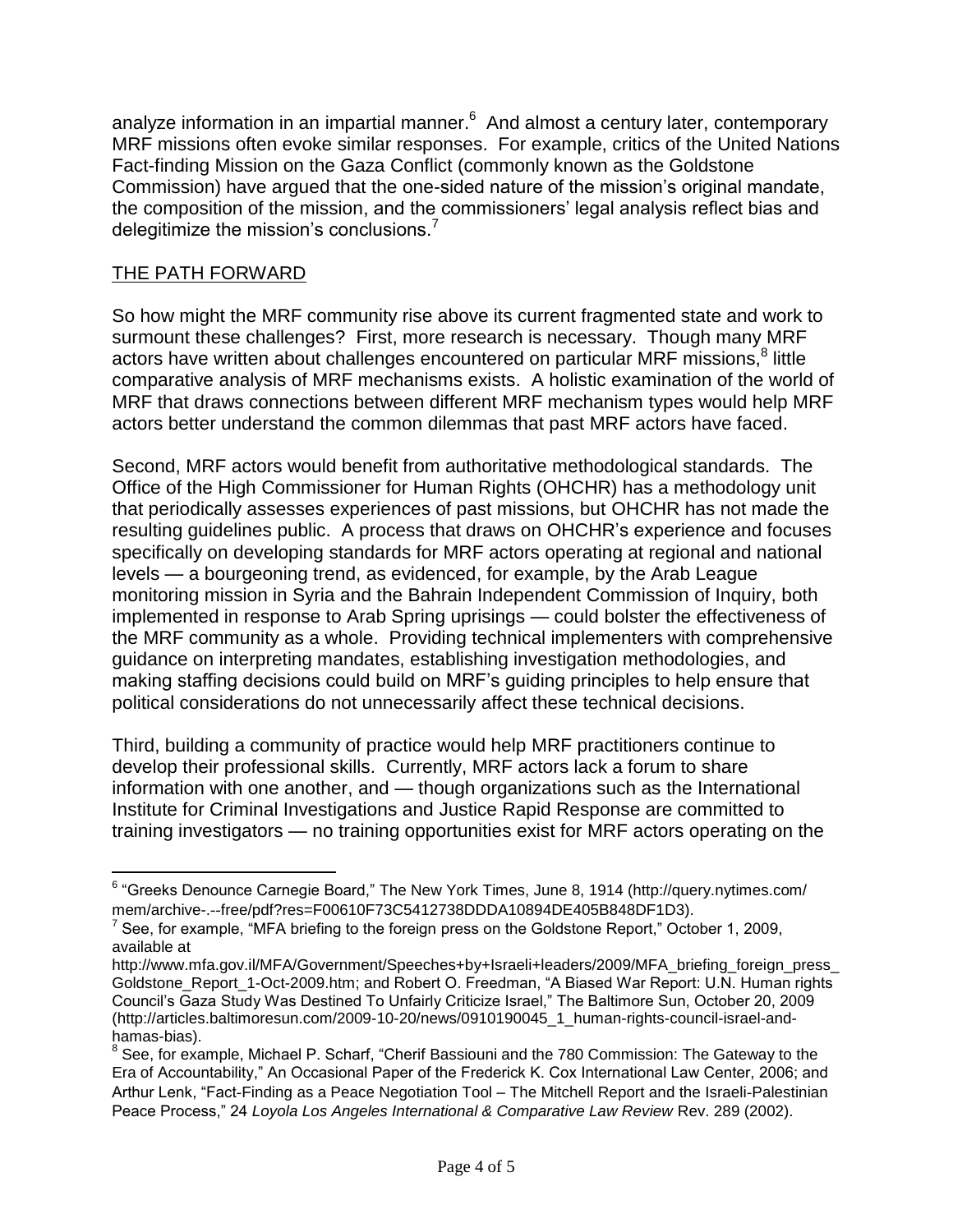analyze information in an impartial manner.[6] And almost a century later, contemporary MRF missions often evoke similar responses. For example, critics of the United Nations Fact-finding Mission on the Gaza Conflict (commonly known as the Goldstone Commission) have argued that the one-sided nature of the mission's original mandate, the composition of the mission, and the commissioners' legal analysis reflect bias and delegitimize the mission's conclusions.[7]

## THE PATH FORWARD

So how might the MRF community rise above its current fragmented state and work to surmount these challenges? First, more research is necessary. Though many MRF actors have written about challenges encountered on particular MRF missions,[8] little comparative analysis of MRF mechanisms exists. A holistic examination of the world of MRF that draws connections between different MRF mechanism types would help MRF actors better understand the common dilemmas that past MRF actors have faced.

Second, MRF actors would benefit from authoritative methodological standards. The Office of the High Commissioner for Human Rights (OHCHR) has a methodology unit that periodically assesses experiences of past missions, but OHCHR has not made the resulting guidelines public. A process that draws on OHCHR's experience and focuses specifically on developing standards for MRF actors operating at regional and national levels — a bourgeoning trend, as evidenced, for example, by the Arab League monitoring mission in Syria and the Bahrain Independent Commission of Inquiry, both implemented in response to Arab Spring uprisings — could bolster the effectiveness of the MRF community as a whole. Providing technical implementers with comprehensive guidance on interpreting mandates, establishing investigation methodologies, and making staffing decisions could build on MRF's guiding principles to help ensure that political considerations do not unnecessarily affect these technical decisions.

Third, building a community of practice would help MRF practitioners continue to develop their professional skills. Currently, MRF actors lack a forum to share information with one another, and — though organizations such as the International Institute for Criminal Investigations and Justice Rapid Response are committed to training investigators — no training opportunities exist for MRF actors operating on the

---

[6] "Greeks Denounce Carnegie Board," The New York Times, June 8, 1914 (http://query.nytimes.com/mem/archive-.--free/pdf?res=F00610F73C5412738DDDA10894DE405B848DF1D3).

[7] See, for example, "MFA briefing to the foreign press on the Goldstone Report," October 1, 2009, available at http://www.mfa.gov.il/MFA/Government/Speeches+by+Israeli+leaders/2009/MFA_briefing_foreign_press_Goldstone_Report_1-Oct-2009.htm; and Robert O. Freedman, "A Biased War Report: U.N. Human rights Council's Gaza Study Was Destined To Unfairly Criticize Israel," The Baltimore Sun, October 20, 2009 (http://articles.baltimoresun.com/2009-10-20/news/0910190045_1_human-rights-council-israel-and-hamas-bias).

[8] See, for example, Michael P. Scharf, "Cherif Bassiouni and the 780 Commission: The Gateway to the Era of Accountability," An Occasional Paper of the Frederick K. Cox International Law Center, 2006; and Arthur Lenk, "Fact-Finding as a Peace Negotiation Tool – The Mitchell Report and the Israeli-Palestinian Peace Process," 24 *Loyola Los Angeles International & Comparative Law Review* Rev. 289 (2002).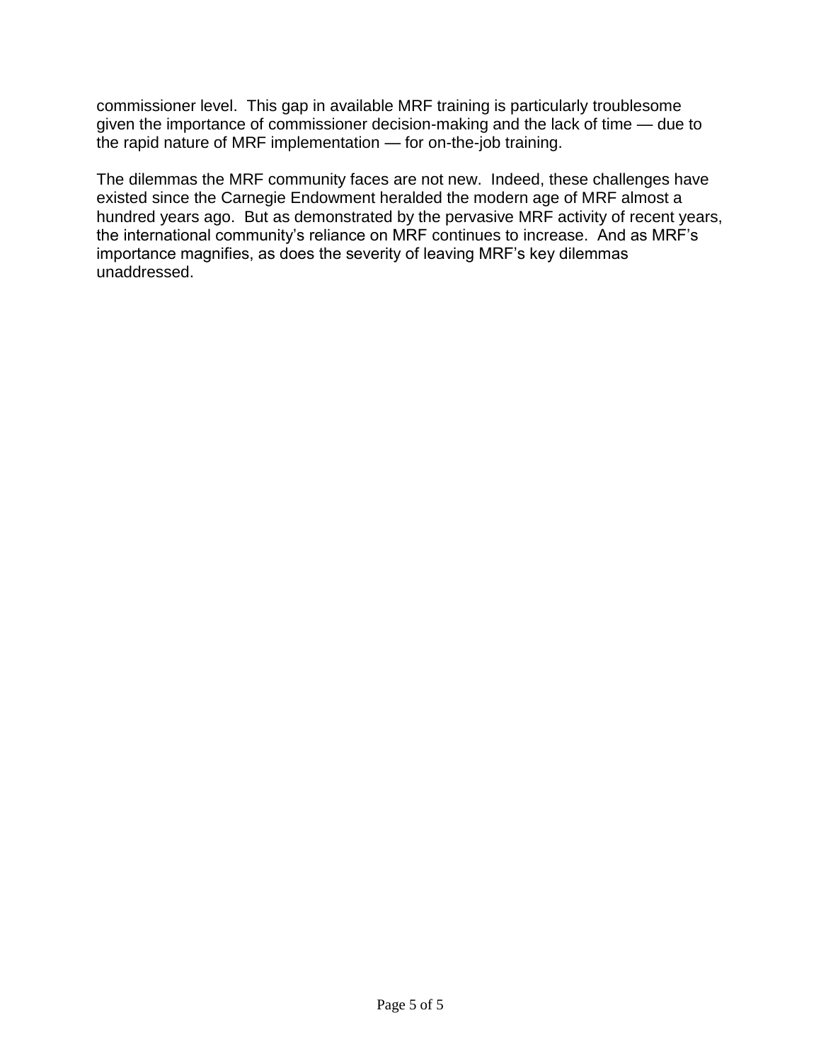commissioner level. This gap in available MRF training is particularly troublesome given the importance of commissioner decision-making and the lack of time — due to the rapid nature of MRF implementation — for on-the-job training.

The dilemmas the MRF community faces are not new. Indeed, these challenges have existed since the Carnegie Endowment heralded the modern age of MRF almost a hundred years ago. But as demonstrated by the pervasive MRF activity of recent years, the international community's reliance on MRF continues to increase. And as MRF's importance magnifies, as does the severity of leaving MRF's key dilemmas unaddressed.